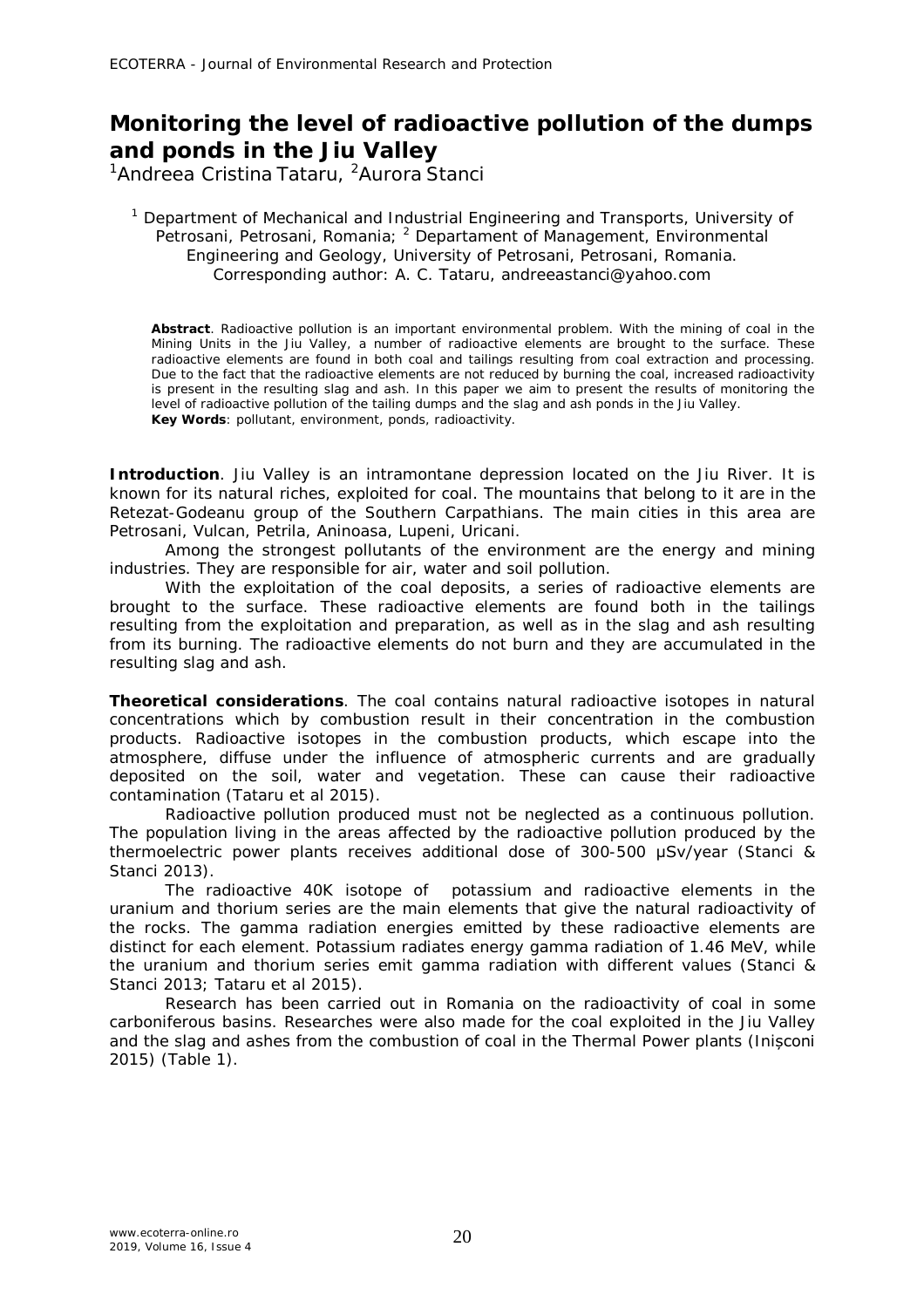# Monitoring the level of radioactive pollution of the dumps and ponds in the Jiu Valley

[1]Andreea Cristina Tataru, [2]Aurora Stanci

[1] Department of Mechanical and Industrial Engineering and Transports, University of Petrosani, Petrosani, Romania; [2] Departament of Management, Environmental Engineering and Geology, University of Petrosani, Petrosani, Romania. Corresponding author: A. C. Tataru, andreeastanci@yahoo.com

**Abstract**. Radioactive pollution is an important environmental problem. With the mining of coal in the Mining Units in the Jiu Valley, a number of radioactive elements are brought to the surface. These radioactive elements are found in both coal and tailings resulting from coal extraction and processing. Due to the fact that the radioactive elements are not reduced by burning the coal, increased radioactivity is present in the resulting slag and ash. In this paper we aim to present the results of monitoring the level of radioactive pollution of the tailing dumps and the slag and ash ponds in the Jiu Valley.
**Key Words**: pollutant, environment, ponds, radioactivity.

**Introduction**. Jiu Valley is an intramontane depression located on the Jiu River. It is known for its natural riches, exploited for coal. The mountains that belong to it are in the Retezat-Godeanu group of the Southern Carpathians. The main cities in this area are Petrosani, Vulcan, Petrila, Aninoasa, Lupeni, Uricani.

Among the strongest pollutants of the environment are the energy and mining industries. They are responsible for air, water and soil pollution.

With the exploitation of the coal deposits, a series of radioactive elements are brought to the surface. These radioactive elements are found both in the tailings resulting from the exploitation and preparation, as well as in the slag and ash resulting from its burning. The radioactive elements do not burn and they are accumulated in the resulting slag and ash.

**Theoretical considerations**. The coal contains natural radioactive isotopes in natural concentrations which by combustion result in their concentration in the combustion products. Radioactive isotopes in the combustion products, which escape into the atmosphere, diffuse under the influence of atmospheric currents and are gradually deposited on the soil, water and vegetation. These can cause their radioactive contamination (Tataru et al 2015).

Radioactive pollution produced must not be neglected as a continuous pollution. The population living in the areas affected by the radioactive pollution produced by the thermoelectric power plants receives additional dose of 300-500 μSv/year (Stanci & Stanci 2013).

The radioactive 40K isotope of potassium and radioactive elements in the uranium and thorium series are the main elements that give the natural radioactivity of the rocks. The gamma radiation energies emitted by these radioactive elements are distinct for each element. Potassium radiates energy gamma radiation of 1.46 MeV, while the uranium and thorium series emit gamma radiation with different values (Stanci & Stanci 2013; Tataru et al 2015).

Research has been carried out in Romania on the radioactivity of coal in some carboniferous basins. Researches were also made for the coal exploited in the Jiu Valley and the slag and ashes from the combustion of coal in the Thermal Power plants (Inișconi 2015) (Table 1).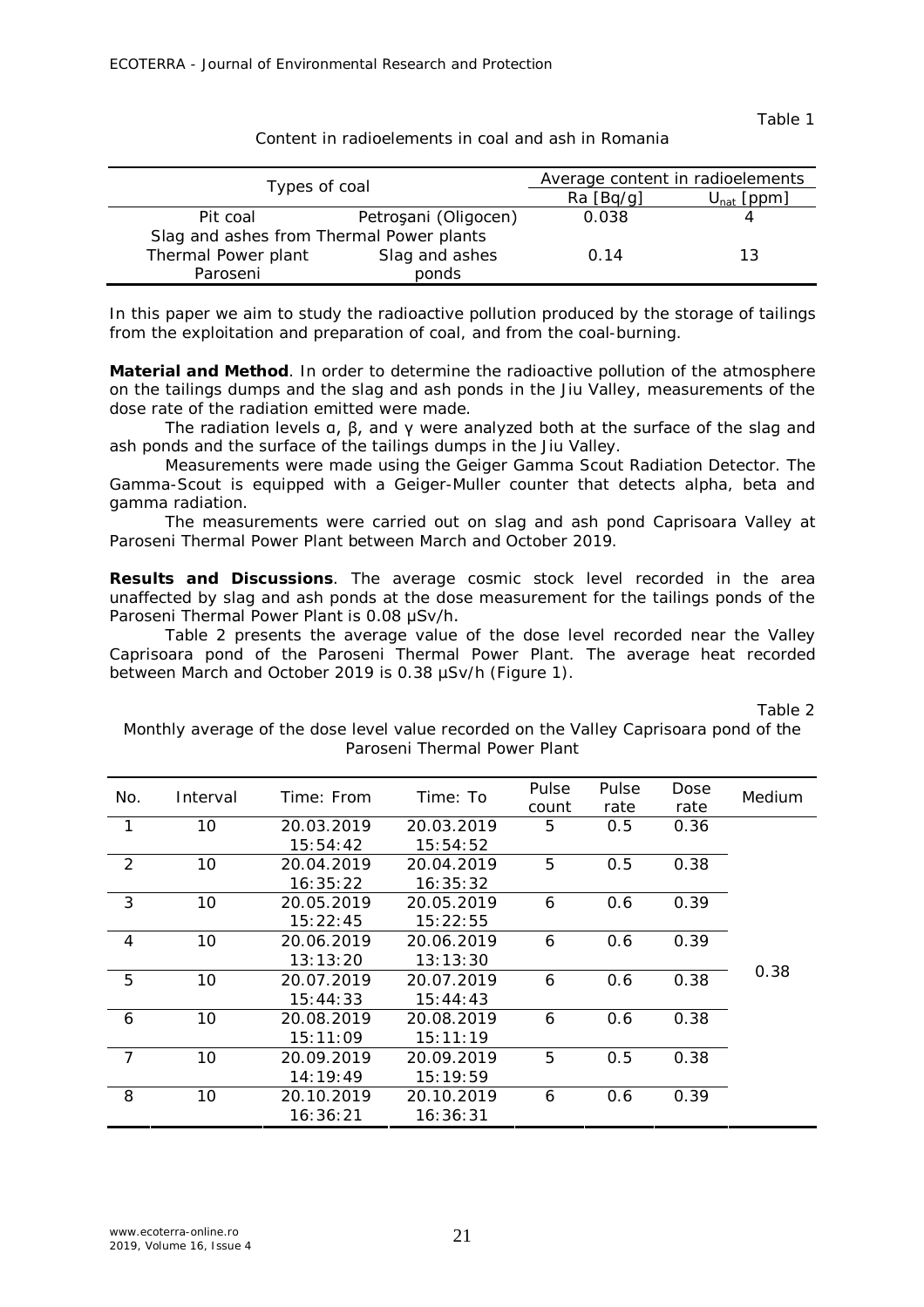Table 1

Content in radioelements in coal and ash in Romania

| Types of coal | | Average content in radioelements | |
|---|---|---|---|
| | | Ra [Bq/g] | $U_{nat}$ [ppm] |
| Pit coal | Petroşani (Oligocen) | 0.038 | 4 |
| Slag and ashes from Thermal Power plants | | | |
| Thermal Power plant Paroseni | Slag and ashes ponds | 0.14 | 13 |

In this paper we aim to study the radioactive pollution produced by the storage of tailings from the exploitation and preparation of coal, and from the coal-burning.

**Material and Method**. In order to determine the radioactive pollution of the atmosphere on the tailings dumps and the slag and ash ponds in the Jiu Valley, measurements of the dose rate of the radiation emitted were made.

The radiation levels α, β, and γ were analyzed both at the surface of the slag and ash ponds and the surface of the tailings dumps in the Jiu Valley.

Measurements were made using the Geiger Gamma Scout Radiation Detector. The Gamma-Scout is equipped with a Geiger-Muller counter that detects alpha, beta and gamma radiation.

The measurements were carried out on slag and ash pond Caprisoara Valley at Paroseni Thermal Power Plant between March and October 2019.

**Results and Discussions**. The average cosmic stock level recorded in the area unaffected by slag and ash ponds at the dose measurement for the tailings ponds of the Paroseni Thermal Power Plant is 0.08 μSv/h.

Table 2 presents the average value of the dose level recorded near the Valley Caprisoara pond of the Paroseni Thermal Power Plant. The average heat recorded between March and October 2019 is 0.38 μSv/h (Figure 1).

Table 2

Monthly average of the dose level value recorded on the Valley Caprisoara pond of the Paroseni Thermal Power Plant

| No. | Interval | Time: From | Time: To | Pulse count | Pulse rate | Dose rate | Medium |
|---|---|---|---|---|---|---|---|
| 1 | 10 | 20.03.2019 15:54:42 | 20.03.2019 15:54:52 | 5 | 0.5 | 0.36 | 0.38 |
| 2 | 10 | 20.04.2019 16:35:22 | 20.04.2019 16:35:32 | 5 | 0.5 | 0.38 | |
| 3 | 10 | 20.05.2019 15:22:45 | 20.05.2019 15:22:55 | 6 | 0.6 | 0.39 | |
| 4 | 10 | 20.06.2019 13:13:20 | 20.06.2019 13:13:30 | 6 | 0.6 | 0.39 | |
| 5 | 10 | 20.07.2019 15:44:33 | 20.07.2019 15:44:43 | 6 | 0.6 | 0.38 | |
| 6 | 10 | 20.08.2019 15:11:09 | 20.08.2019 15:11:19 | 6 | 0.6 | 0.38 | |
| 7 | 10 | 20.09.2019 14:19:49 | 20.09.2019 15:19:59 | 5 | 0.5 | 0.38 | |
| 8 | 10 | 20.10.2019 16:36:21 | 20.10.2019 16:36:31 | 6 | 0.6 | 0.39 | |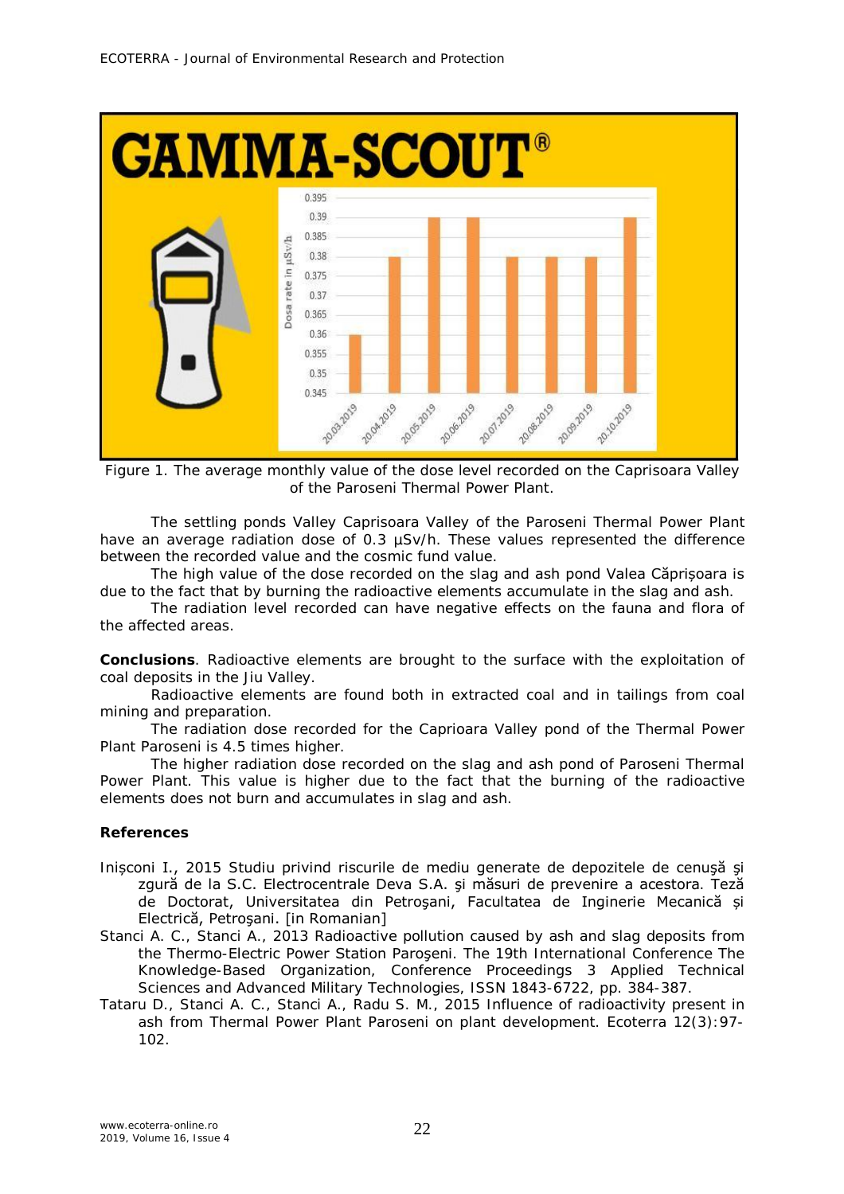Figure 1. The average monthly value of the dose level recorded on the Caprisoara Valley of the Paroseni Thermal Power Plant.

The settling ponds Valley Caprisoara Valley of the Paroseni Thermal Power Plant have an average radiation dose of 0.3 μSv/h. These values represented the difference between the recorded value and the cosmic fund value.

The high value of the dose recorded on the slag and ash pond Valea Căprișoara is due to the fact that by burning the radioactive elements accumulate in the slag and ash.

The radiation level recorded can have negative effects on the fauna and flora of the affected areas.

**Conclusions**. Radioactive elements are brought to the surface with the exploitation of coal deposits in the Jiu Valley.

Radioactive elements are found both in extracted coal and in tailings from coal mining and preparation.

The radiation dose recorded for the Caprioara Valley pond of the Thermal Power Plant Paroseni is 4.5 times higher.

The higher radiation dose recorded on the slag and ash pond of Paroseni Thermal Power Plant. This value is higher due to the fact that the burning of the radioactive elements does not burn and accumulates in slag and ash.

**References**

Inișconi I., 2015 Studiu privind riscurile de mediu generate de depozitele de cenuşă şi zgură de la S.C. Electrocentrale Deva S.A. şi măsuri de prevenire a acestora. Teză de Doctorat, Universitatea din Petroşani, Facultatea de Inginerie Mecanică şi Electrică, Petroşani. [in Romanian]

Stanci A. C., Stanci A., 2013 Radioactive pollution caused by ash and slag deposits from the Thermo-Electric Power Station Paroşeni. The 19th International Conference The Knowledge-Based Organization, Conference Proceedings 3 Applied Technical Sciences and Advanced Military Technologies, ISSN 1843-6722, pp. 384-387.

Tataru D., Stanci A. C., Stanci A., Radu S. M., 2015 Influence of radioactivity present in ash from Thermal Power Plant Paroseni on plant development. Ecoterra 12(3):97-102.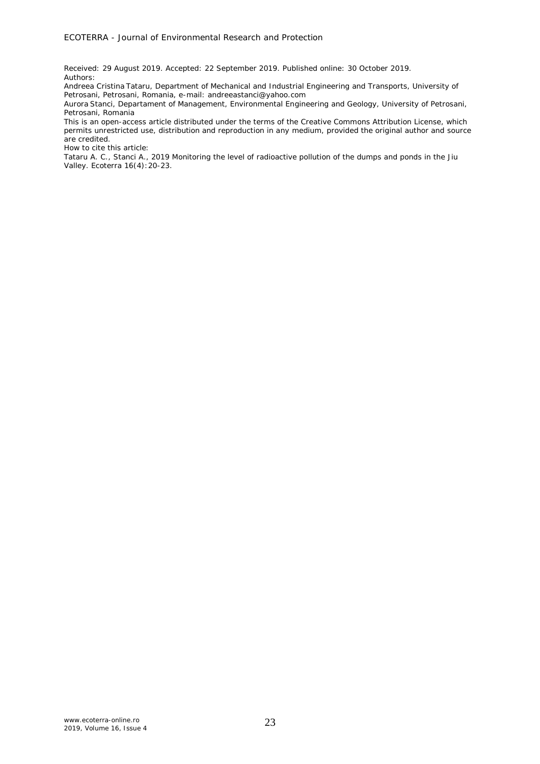Received: 29 August 2019. Accepted: 22 September 2019. Published online: 30 October 2019.
Authors:
Andreea Cristina Tataru, Department of Mechanical and Industrial Engineering and Transports, University of Petrosani, Petrosani, Romania, e-mail: andreeastanci@yahoo.com
Aurora Stanci, Departament of Management, Environmental Engineering and Geology, University of Petrosani, Petrosani, Romania
This is an open-access article distributed under the terms of the Creative Commons Attribution License, which permits unrestricted use, distribution and reproduction in any medium, provided the original author and source are credited.
How to cite this article:
Tataru A. C., Stanci A., 2019 Monitoring the level of radioactive pollution of the dumps and ponds in the Jiu Valley. Ecoterra 16(4):20-23.